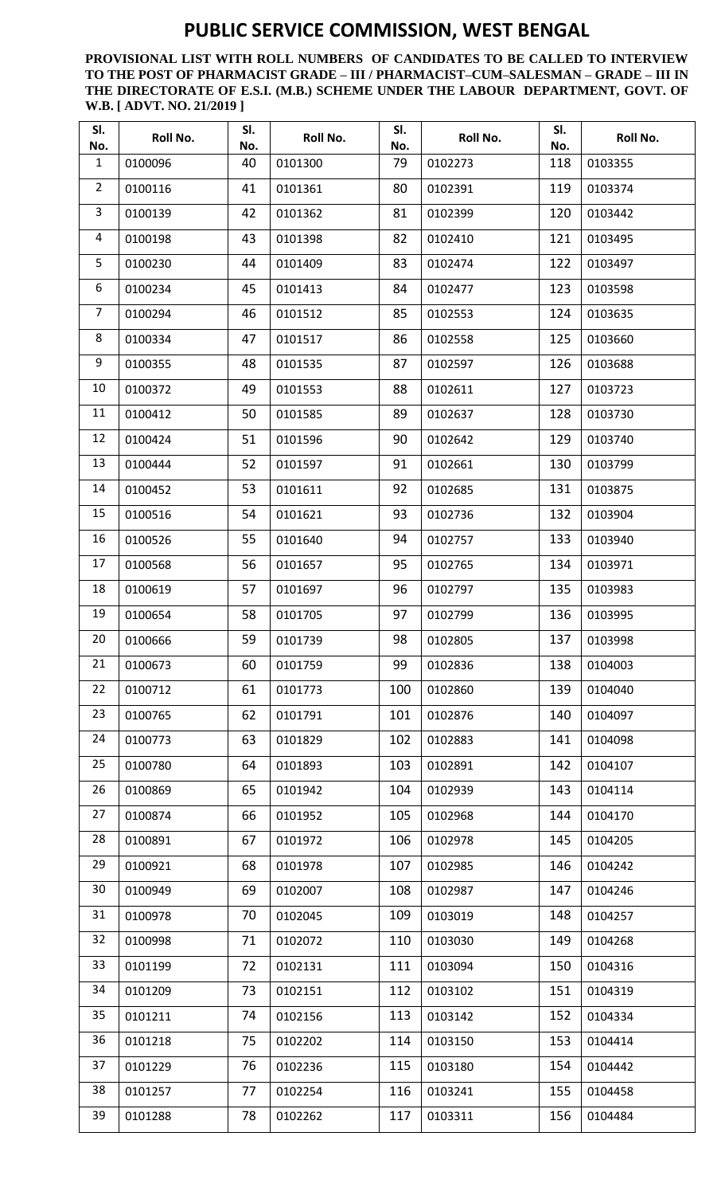# PUBLIC SERVICE COMMISSION, WEST BENGAL

**PROVISIONAL LIST WITH ROLL NUMBERS OF CANDIDATES TO BE CALLED TO INTERVIEW TO THE POST OF PHARMACIST GRADE – III / PHARMACIST–CUM–SALESMAN – GRADE – III IN THE DIRECTORATE OF E.S.I. (M.B.) SCHEME UNDER THE LABOUR DEPARTMENT, GOVT. OF W.B. [ ADVT. NO. 21/2019 ]**

| Sl. No. | Roll No. | Sl. No. | Roll No. | Sl. No. | Roll No. | Sl. No. | Roll No. |
|---|---|---|---|---|---|---|---|
| 1 | 0100096 | 40 | 0101300 | 79 | 0102273 | 118 | 0103355 |
| 2 | 0100116 | 41 | 0101361 | 80 | 0102391 | 119 | 0103374 |
| 3 | 0100139 | 42 | 0101362 | 81 | 0102399 | 120 | 0103442 |
| 4 | 0100198 | 43 | 0101398 | 82 | 0102410 | 121 | 0103495 |
| 5 | 0100230 | 44 | 0101409 | 83 | 0102474 | 122 | 0103497 |
| 6 | 0100234 | 45 | 0101413 | 84 | 0102477 | 123 | 0103598 |
| 7 | 0100294 | 46 | 0101512 | 85 | 0102553 | 124 | 0103635 |
| 8 | 0100334 | 47 | 0101517 | 86 | 0102558 | 125 | 0103660 |
| 9 | 0100355 | 48 | 0101535 | 87 | 0102597 | 126 | 0103688 |
| 10 | 0100372 | 49 | 0101553 | 88 | 0102611 | 127 | 0103723 |
| 11 | 0100412 | 50 | 0101585 | 89 | 0102637 | 128 | 0103730 |
| 12 | 0100424 | 51 | 0101596 | 90 | 0102642 | 129 | 0103740 |
| 13 | 0100444 | 52 | 0101597 | 91 | 0102661 | 130 | 0103799 |
| 14 | 0100452 | 53 | 0101611 | 92 | 0102685 | 131 | 0103875 |
| 15 | 0100516 | 54 | 0101621 | 93 | 0102736 | 132 | 0103904 |
| 16 | 0100526 | 55 | 0101640 | 94 | 0102757 | 133 | 0103940 |
| 17 | 0100568 | 56 | 0101657 | 95 | 0102765 | 134 | 0103971 |
| 18 | 0100619 | 57 | 0101697 | 96 | 0102797 | 135 | 0103983 |
| 19 | 0100654 | 58 | 0101705 | 97 | 0102799 | 136 | 0103995 |
| 20 | 0100666 | 59 | 0101739 | 98 | 0102805 | 137 | 0103998 |
| 21 | 0100673 | 60 | 0101759 | 99 | 0102836 | 138 | 0104003 |
| 22 | 0100712 | 61 | 0101773 | 100 | 0102860 | 139 | 0104040 |
| 23 | 0100765 | 62 | 0101791 | 101 | 0102876 | 140 | 0104097 |
| 24 | 0100773 | 63 | 0101829 | 102 | 0102883 | 141 | 0104098 |
| 25 | 0100780 | 64 | 0101893 | 103 | 0102891 | 142 | 0104107 |
| 26 | 0100869 | 65 | 0101942 | 104 | 0102939 | 143 | 0104114 |
| 27 | 0100874 | 66 | 0101952 | 105 | 0102968 | 144 | 0104170 |
| 28 | 0100891 | 67 | 0101972 | 106 | 0102978 | 145 | 0104205 |
| 29 | 0100921 | 68 | 0101978 | 107 | 0102985 | 146 | 0104242 |
| 30 | 0100949 | 69 | 0102007 | 108 | 0102987 | 147 | 0104246 |
| 31 | 0100978 | 70 | 0102045 | 109 | 0103019 | 148 | 0104257 |
| 32 | 0100998 | 71 | 0102072 | 110 | 0103030 | 149 | 0104268 |
| 33 | 0101199 | 72 | 0102131 | 111 | 0103094 | 150 | 0104316 |
| 34 | 0101209 | 73 | 0102151 | 112 | 0103102 | 151 | 0104319 |
| 35 | 0101211 | 74 | 0102156 | 113 | 0103142 | 152 | 0104334 |
| 36 | 0101218 | 75 | 0102202 | 114 | 0103150 | 153 | 0104414 |
| 37 | 0101229 | 76 | 0102236 | 115 | 0103180 | 154 | 0104442 |
| 38 | 0101257 | 77 | 0102254 | 116 | 0103241 | 155 | 0104458 |
| 39 | 0101288 | 78 | 0102262 | 117 | 0103311 | 156 | 0104484 |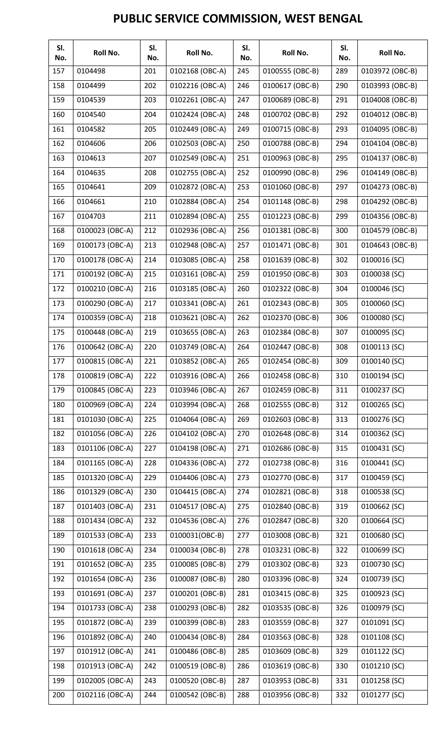# PUBLIC SERVICE COMMISSION, WEST BENGAL

| Sl. No. | Roll No. | Sl. No. | Roll No. | Sl. No. | Roll No. | Sl. No. | Roll No. |
|---|---|---|---|---|---|---|---|
| 157 | 0104498 | 201 | 0102168 (OBC-A) | 245 | 0100555 (OBC-B) | 289 | 0103972 (OBC-B) |
| 158 | 0104499 | 202 | 0102216 (OBC-A) | 246 | 0100617 (OBC-B) | 290 | 0103993 (OBC-B) |
| 159 | 0104539 | 203 | 0102261 (OBC-A) | 247 | 0100689 (OBC-B) | 291 | 0104008 (OBC-B) |
| 160 | 0104540 | 204 | 0102424 (OBC-A) | 248 | 0100702 (OBC-B) | 292 | 0104012 (OBC-B) |
| 161 | 0104582 | 205 | 0102449 (OBC-A) | 249 | 0100715 (OBC-B) | 293 | 0104095 (OBC-B) |
| 162 | 0104606 | 206 | 0102503 (OBC-A) | 250 | 0100788 (OBC-B) | 294 | 0104104 (OBC-B) |
| 163 | 0104613 | 207 | 0102549 (OBC-A) | 251 | 0100963 (OBC-B) | 295 | 0104137 (OBC-B) |
| 164 | 0104635 | 208 | 0102755 (OBC-A) | 252 | 0100990 (OBC-B) | 296 | 0104149 (OBC-B) |
| 165 | 0104641 | 209 | 0102872 (OBC-A) | 253 | 0101060 (OBC-B) | 297 | 0104273 (OBC-B) |
| 166 | 0104661 | 210 | 0102884 (OBC-A) | 254 | 0101148 (OBC-B) | 298 | 0104292 (OBC-B) |
| 167 | 0104703 | 211 | 0102894 (OBC-A) | 255 | 0101223 (OBC-B) | 299 | 0104356 (OBC-B) |
| 168 | 0100023 (OBC-A) | 212 | 0102936 (OBC-A) | 256 | 0101381 (OBC-B) | 300 | 0104579 (OBC-B) |
| 169 | 0100173 (OBC-A) | 213 | 0102948 (OBC-A) | 257 | 0101471 (OBC-B) | 301 | 0104643 (OBC-B) |
| 170 | 0100178 (OBC-A) | 214 | 0103085 (OBC-A) | 258 | 0101639 (OBC-B) | 302 | 0100016 (SC) |
| 171 | 0100192 (OBC-A) | 215 | 0103161 (OBC-A) | 259 | 0101950 (OBC-B) | 303 | 0100038 (SC) |
| 172 | 0100210 (OBC-A) | 216 | 0103185 (OBC-A) | 260 | 0102322 (OBC-B) | 304 | 0100046 (SC) |
| 173 | 0100290 (OBC-A) | 217 | 0103341 (OBC-A) | 261 | 0102343 (OBC-B) | 305 | 0100060 (SC) |
| 174 | 0100359 (OBC-A) | 218 | 0103621 (OBC-A) | 262 | 0102370 (OBC-B) | 306 | 0100080 (SC) |
| 175 | 0100448 (OBC-A) | 219 | 0103655 (OBC-A) | 263 | 0102384 (OBC-B) | 307 | 0100095 (SC) |
| 176 | 0100642 (OBC-A) | 220 | 0103749 (OBC-A) | 264 | 0102447 (OBC-B) | 308 | 0100113 (SC) |
| 177 | 0100815 (OBC-A) | 221 | 0103852 (OBC-A) | 265 | 0102454 (OBC-B) | 309 | 0100140 (SC) |
| 178 | 0100819 (OBC-A) | 222 | 0103916 (OBC-A) | 266 | 0102458 (OBC-B) | 310 | 0100194 (SC) |
| 179 | 0100845 (OBC-A) | 223 | 0103946 (OBC-A) | 267 | 0102459 (OBC-B) | 311 | 0100237 (SC) |
| 180 | 0100969 (OBC-A) | 224 | 0103994 (OBC-A) | 268 | 0102555 (OBC-B) | 312 | 0100265 (SC) |
| 181 | 0101030 (OBC-A) | 225 | 0104064 (OBC-A) | 269 | 0102603 (OBC-B) | 313 | 0100276 (SC) |
| 182 | 0101056 (OBC-A) | 226 | 0104102 (OBC-A) | 270 | 0102648 (OBC-B) | 314 | 0100362 (SC) |
| 183 | 0101106 (OBC-A) | 227 | 0104198 (OBC-A) | 271 | 0102686 (OBC-B) | 315 | 0100431 (SC) |
| 184 | 0101165 (OBC-A) | 228 | 0104336 (OBC-A) | 272 | 0102738 (OBC-B) | 316 | 0100441 (SC) |
| 185 | 0101320 (OBC-A) | 229 | 0104406 (OBC-A) | 273 | 0102770 (OBC-B) | 317 | 0100459 (SC) |
| 186 | 0101329 (OBC-A) | 230 | 0104415 (OBC-A) | 274 | 0102821 (OBC-B) | 318 | 0100538 (SC) |
| 187 | 0101403 (OBC-A) | 231 | 0104517 (OBC-A) | 275 | 0102840 (OBC-B) | 319 | 0100662 (SC) |
| 188 | 0101434 (OBC-A) | 232 | 0104536 (OBC-A) | 276 | 0102847 (OBC-B) | 320 | 0100664 (SC) |
| 189 | 0101533 (OBC-A) | 233 | 0100031(OBC-B) | 277 | 0103008 (OBC-B) | 321 | 0100680 (SC) |
| 190 | 0101618 (OBC-A) | 234 | 0100034 (OBC-B) | 278 | 0103231 (OBC-B) | 322 | 0100699 (SC) |
| 191 | 0101652 (OBC-A) | 235 | 0100085 (OBC-B) | 279 | 0103302 (OBC-B) | 323 | 0100730 (SC) |
| 192 | 0101654 (OBC-A) | 236 | 0100087 (OBC-B) | 280 | 0103396 (OBC-B) | 324 | 0100739 (SC) |
| 193 | 0101691 (OBC-A) | 237 | 0100201 (OBC-B) | 281 | 0103415 (OBC-B) | 325 | 0100923 (SC) |
| 194 | 0101733 (OBC-A) | 238 | 0100293 (OBC-B) | 282 | 0103535 (OBC-B) | 326 | 0100979 (SC) |
| 195 | 0101872 (OBC-A) | 239 | 0100399 (OBC-B) | 283 | 0103559 (OBC-B) | 327 | 0101091 (SC) |
| 196 | 0101892 (OBC-A) | 240 | 0100434 (OBC-B) | 284 | 0103563 (OBC-B) | 328 | 0101108 (SC) |
| 197 | 0101912 (OBC-A) | 241 | 0100486 (OBC-B) | 285 | 0103609 (OBC-B) | 329 | 0101122 (SC) |
| 198 | 0101913 (OBC-A) | 242 | 0100519 (OBC-B) | 286 | 0103619 (OBC-B) | 330 | 0101210 (SC) |
| 199 | 0102005 (OBC-A) | 243 | 0100520 (OBC-B) | 287 | 0103953 (OBC-B) | 331 | 0101258 (SC) |
| 200 | 0102116 (OBC-A) | 244 | 0100542 (OBC-B) | 288 | 0103956 (OBC-B) | 332 | 0101277 (SC) |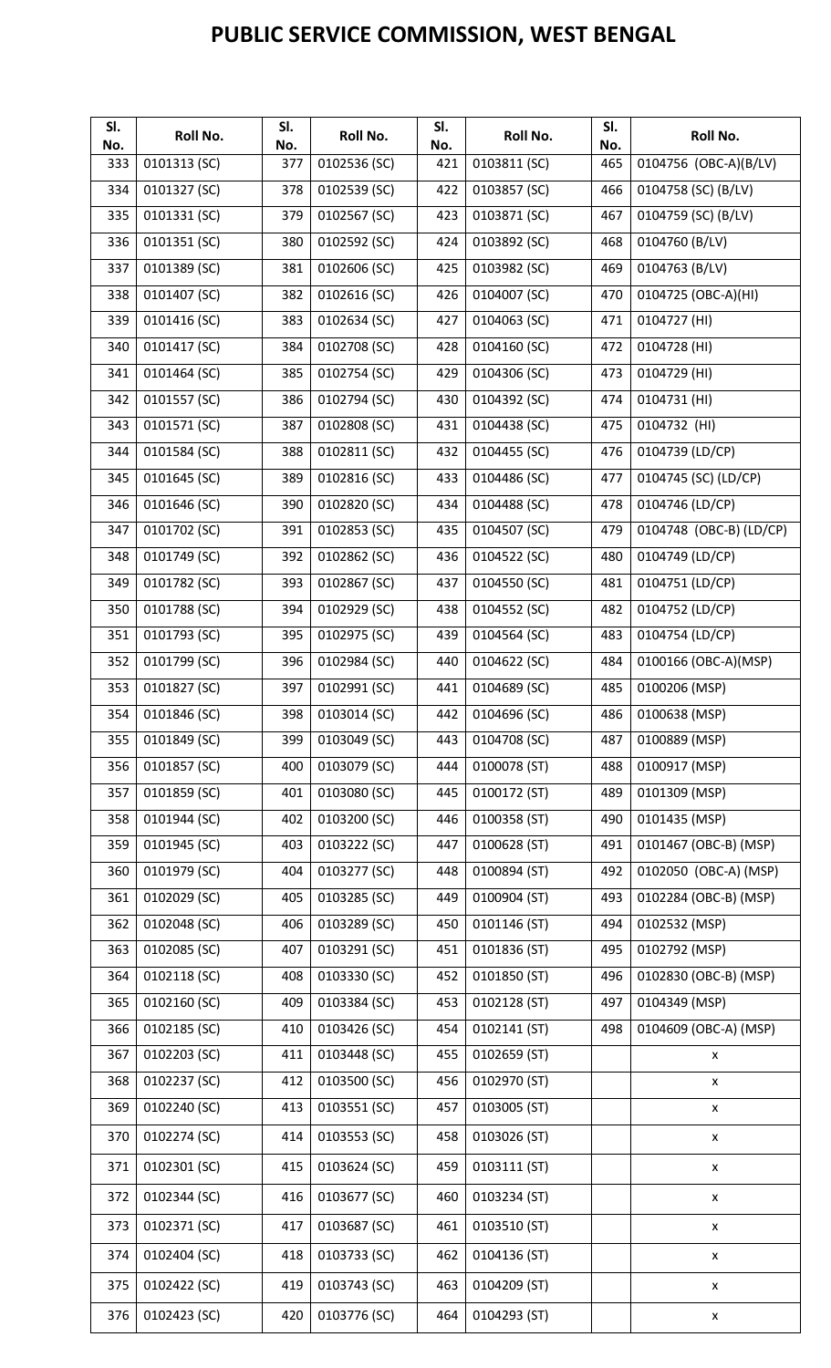# PUBLIC SERVICE COMMISSION, WEST BENGAL

| Sl. No. | Roll No. | Sl. No. | Roll No. | Sl. No. | Roll No. | Sl. No. | Roll No. |
|---|---|---|---|---|---|---|---|
| 333 | 0101313 (SC) | 377 | 0102536 (SC) | 421 | 0103811 (SC) | 465 | 0104756 (OBC-A)(B/LV) |
| 334 | 0101327 (SC) | 378 | 0102539 (SC) | 422 | 0103857 (SC) | 466 | 0104758 (SC) (B/LV) |
| 335 | 0101331 (SC) | 379 | 0102567 (SC) | 423 | 0103871 (SC) | 467 | 0104759 (SC) (B/LV) |
| 336 | 0101351 (SC) | 380 | 0102592 (SC) | 424 | 0103892 (SC) | 468 | 0104760 (B/LV) |
| 337 | 0101389 (SC) | 381 | 0102606 (SC) | 425 | 0103982 (SC) | 469 | 0104763 (B/LV) |
| 338 | 0101407 (SC) | 382 | 0102616 (SC) | 426 | 0104007 (SC) | 470 | 0104725 (OBC-A)(HI) |
| 339 | 0101416 (SC) | 383 | 0102634 (SC) | 427 | 0104063 (SC) | 471 | 0104727 (HI) |
| 340 | 0101417 (SC) | 384 | 0102708 (SC) | 428 | 0104160 (SC) | 472 | 0104728 (HI) |
| 341 | 0101464 (SC) | 385 | 0102754 (SC) | 429 | 0104306 (SC) | 473 | 0104729 (HI) |
| 342 | 0101557 (SC) | 386 | 0102794 (SC) | 430 | 0104392 (SC) | 474 | 0104731 (HI) |
| 343 | 0101571 (SC) | 387 | 0102808 (SC) | 431 | 0104438 (SC) | 475 | 0104732 (HI) |
| 344 | 0101584 (SC) | 388 | 0102811 (SC) | 432 | 0104455 (SC) | 476 | 0104739 (LD/CP) |
| 345 | 0101645 (SC) | 389 | 0102816 (SC) | 433 | 0104486 (SC) | 477 | 0104745 (SC) (LD/CP) |
| 346 | 0101646 (SC) | 390 | 0102820 (SC) | 434 | 0104488 (SC) | 478 | 0104746 (LD/CP) |
| 347 | 0101702 (SC) | 391 | 0102853 (SC) | 435 | 0104507 (SC) | 479 | 0104748 (OBC-B) (LD/CP) |
| 348 | 0101749 (SC) | 392 | 0102862 (SC) | 436 | 0104522 (SC) | 480 | 0104749 (LD/CP) |
| 349 | 0101782 (SC) | 393 | 0102867 (SC) | 437 | 0104550 (SC) | 481 | 0104751 (LD/CP) |
| 350 | 0101788 (SC) | 394 | 0102929 (SC) | 438 | 0104552 (SC) | 482 | 0104752 (LD/CP) |
| 351 | 0101793 (SC) | 395 | 0102975 (SC) | 439 | 0104564 (SC) | 483 | 0104754 (LD/CP) |
| 352 | 0101799 (SC) | 396 | 0102984 (SC) | 440 | 0104622 (SC) | 484 | 0100166 (OBC-A)(MSP) |
| 353 | 0101827 (SC) | 397 | 0102991 (SC) | 441 | 0104689 (SC) | 485 | 0100206 (MSP) |
| 354 | 0101846 (SC) | 398 | 0103014 (SC) | 442 | 0104696 (SC) | 486 | 0100638 (MSP) |
| 355 | 0101849 (SC) | 399 | 0103049 (SC) | 443 | 0104708 (SC) | 487 | 0100889 (MSP) |
| 356 | 0101857 (SC) | 400 | 0103079 (SC) | 444 | 0100078 (ST) | 488 | 0100917 (MSP) |
| 357 | 0101859 (SC) | 401 | 0103080 (SC) | 445 | 0100172 (ST) | 489 | 0101309 (MSP) |
| 358 | 0101944 (SC) | 402 | 0103200 (SC) | 446 | 0100358 (ST) | 490 | 0101435 (MSP) |
| 359 | 0101945 (SC) | 403 | 0103222 (SC) | 447 | 0100628 (ST) | 491 | 0101467 (OBC-B) (MSP) |
| 360 | 0101979 (SC) | 404 | 0103277 (SC) | 448 | 0100894 (ST) | 492 | 0102050 (OBC-A) (MSP) |
| 361 | 0102029 (SC) | 405 | 0103285 (SC) | 449 | 0100904 (ST) | 493 | 0102284 (OBC-B) (MSP) |
| 362 | 0102048 (SC) | 406 | 0103289 (SC) | 450 | 0101146 (ST) | 494 | 0102532 (MSP) |
| 363 | 0102085 (SC) | 407 | 0103291 (SC) | 451 | 0101836 (ST) | 495 | 0102792 (MSP) |
| 364 | 0102118 (SC) | 408 | 0103330 (SC) | 452 | 0101850 (ST) | 496 | 0102830 (OBC-B) (MSP) |
| 365 | 0102160 (SC) | 409 | 0103384 (SC) | 453 | 0102128 (ST) | 497 | 0104349 (MSP) |
| 366 | 0102185 (SC) | 410 | 0103426 (SC) | 454 | 0102141 (ST) | 498 | 0104609 (OBC-A) (MSP) |
| 367 | 0102203 (SC) | 411 | 0103448 (SC) | 455 | 0102659 (ST) | | x |
| 368 | 0102237 (SC) | 412 | 0103500 (SC) | 456 | 0102970 (ST) | | x |
| 369 | 0102240 (SC) | 413 | 0103551 (SC) | 457 | 0103005 (ST) | | x |
| 370 | 0102274 (SC) | 414 | 0103553 (SC) | 458 | 0103026 (ST) | | x |
| 371 | 0102301 (SC) | 415 | 0103624 (SC) | 459 | 0103111 (ST) | | x |
| 372 | 0102344 (SC) | 416 | 0103677 (SC) | 460 | 0103234 (ST) | | x |
| 373 | 0102371 (SC) | 417 | 0103687 (SC) | 461 | 0103510 (ST) | | x |
| 374 | 0102404 (SC) | 418 | 0103733 (SC) | 462 | 0104136 (ST) | | x |
| 375 | 0102422 (SC) | 419 | 0103743 (SC) | 463 | 0104209 (ST) | | x |
| 376 | 0102423 (SC) | 420 | 0103776 (SC) | 464 | 0104293 (ST) | | x |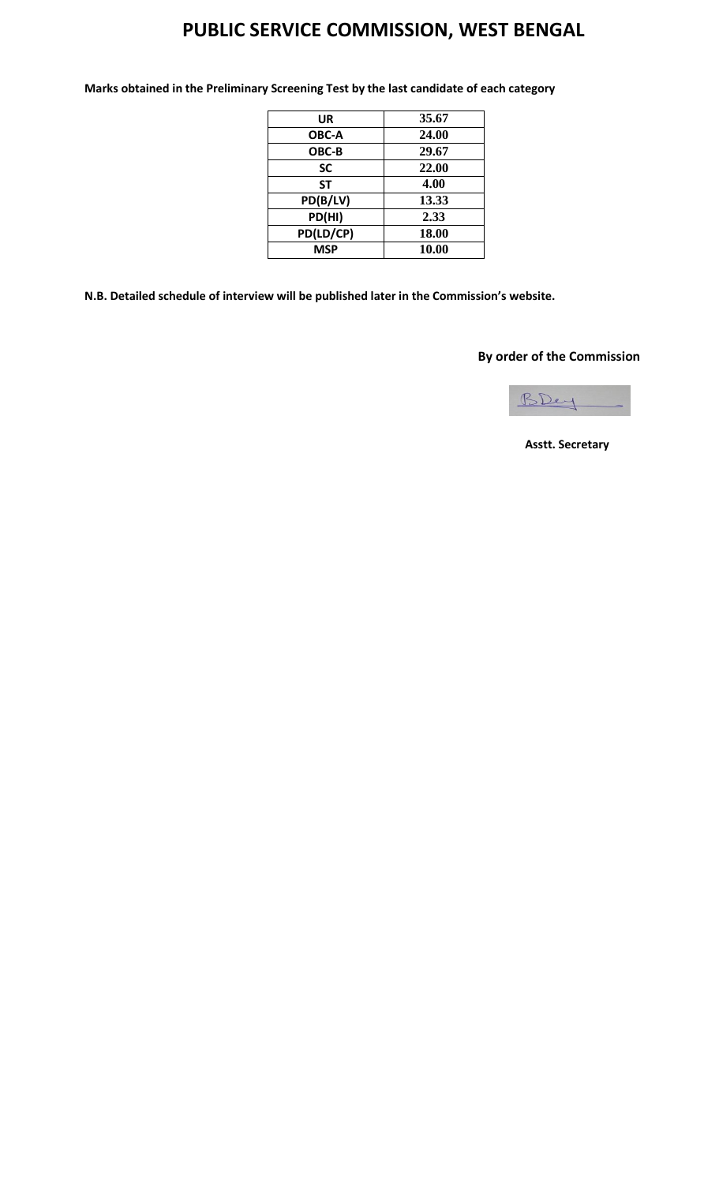# PUBLIC SERVICE COMMISSION, WEST BENGAL

**Marks obtained in the Preliminary Screening Test by the last candidate of each category**

| | |
|---|---|
| **UR** | **35.67** |
| **OBC-A** | **24.00** |
| **OBC-B** | **29.67** |
| **SC** | **22.00** |
| **ST** | **4.00** |
| **PD(B/LV)** | **13.33** |
| **PD(HI)** | **2.33** |
| **PD(LD/CP)** | **18.00** |
| **MSP** | **10.00** |

**N.B. Detailed schedule of interview will be published later in the Commission's website.**

**By order of the Commission**

B Dey

**Asstt. Secretary**